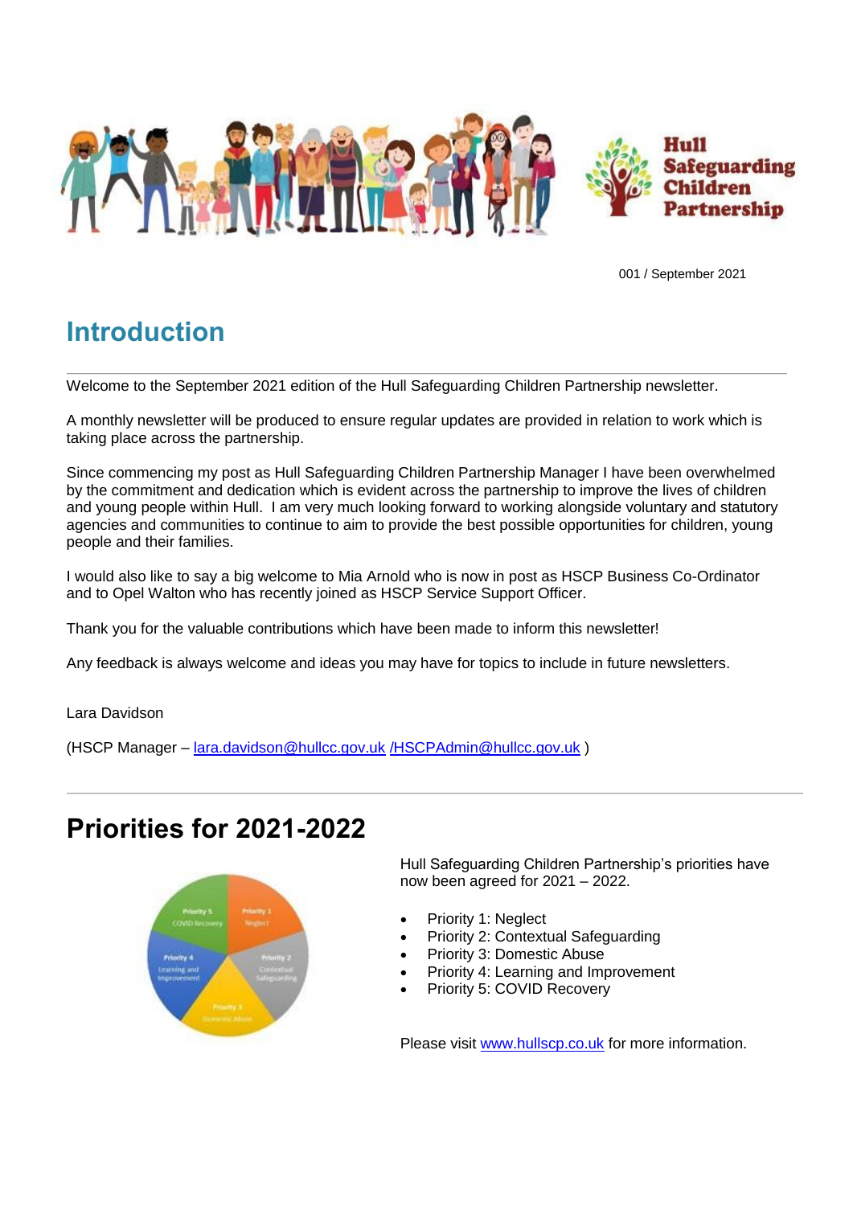001 / September 2021

## Introduction

Welcome to the September 2021 edition of the Hull Safeguarding Children Partnership newsletter.

A monthly newsletter will be produced to ensure regular updates are provided in relation to work which is taking place across the partnership.

Since commencing my post as Hull Safeguarding Children Partnership Manager I have been overwhelmed by the commitment and dedication which is evident across the partnership to improve the lives of children and young people within Hull. I am very much looking forward to working alongside voluntary and statutory agencies and communities to continue to aim to provide the best possible opportunities for children, young people and their families.

I would also like to say a big welcome to Mia Arnold who is now in post as HSCP Business Co-Ordinator and to Opel Walton who has recently joined as HSCP Service Support Officer.

Thank you for the valuable contributions which have been made to inform this newsletter!

Any feedback is always welcome and ideas you may have for topics to include in future newsletters.

Lara Davidson

(HSCP Manager – lara.davidson@hullcc.gov.uk /HSCPAdmin@hullcc.gov.uk )

## Priorities for 2021-2022

Hull Safeguarding Children Partnership's priorities have now been agreed for 2021 – 2022.

- Priority 1: Neglect
- Priority 2: Contextual Safeguarding
- Priority 3: Domestic Abuse
- Priority 4: Learning and Improvement
- Priority 5: COVID Recovery

Please visit www.hullscp.co.uk for more information.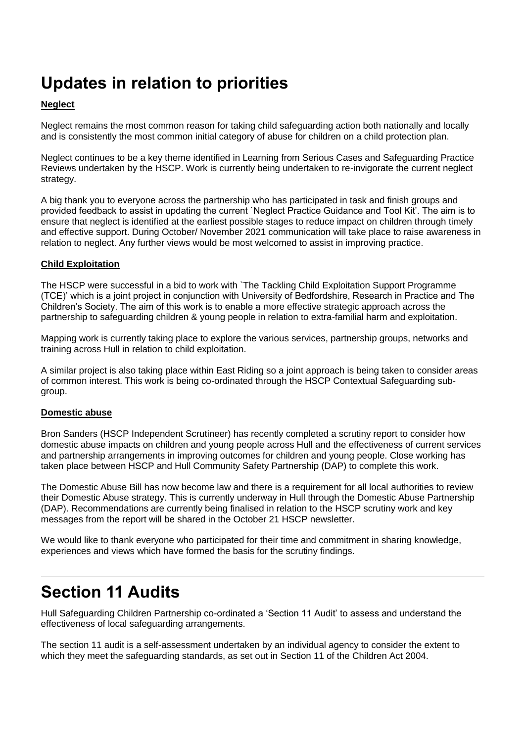# Updates in relation to priorities

**Neglect**

Neglect remains the most common reason for taking child safeguarding action both nationally and locally and is consistently the most common initial category of abuse for children on a child protection plan.

Neglect continues to be a key theme identified in Learning from Serious Cases and Safeguarding Practice Reviews undertaken by the HSCP. Work is currently being undertaken to re-invigorate the current neglect strategy.

A big thank you to everyone across the partnership who has participated in task and finish groups and provided feedback to assist in updating the current `Neglect Practice Guidance and Tool Kit'. The aim is to ensure that neglect is identified at the earliest possible stages to reduce impact on children through timely and effective support. During October/ November 2021 communication will take place to raise awareness in relation to neglect. Any further views would be most welcomed to assist in improving practice.

**Child Exploitation**

The HSCP were successful in a bid to work with `The Tackling Child Exploitation Support Programme (TCE)' which is a joint project in conjunction with University of Bedfordshire, Research in Practice and The Children's Society. The aim of this work is to enable a more effective strategic approach across the partnership to safeguarding children & young people in relation to extra-familial harm and exploitation.

Mapping work is currently taking place to explore the various services, partnership groups, networks and training across Hull in relation to child exploitation.

A similar project is also taking place within East Riding so a joint approach is being taken to consider areas of common interest. This work is being co-ordinated through the HSCP Contextual Safeguarding sub-group.

**Domestic abuse**

Bron Sanders (HSCP Independent Scrutineer) has recently completed a scrutiny report to consider how domestic abuse impacts on children and young people across Hull and the effectiveness of current services and partnership arrangements in improving outcomes for children and young people. Close working has taken place between HSCP and Hull Community Safety Partnership (DAP) to complete this work.

The Domestic Abuse Bill has now become law and there is a requirement for all local authorities to review their Domestic Abuse strategy. This is currently underway in Hull through the Domestic Abuse Partnership (DAP). Recommendations are currently being finalised in relation to the HSCP scrutiny work and key messages from the report will be shared in the October 21 HSCP newsletter.

We would like to thank everyone who participated for their time and commitment in sharing knowledge, experiences and views which have formed the basis for the scrutiny findings.

# Section 11 Audits

Hull Safeguarding Children Partnership co-ordinated a 'Section 11 Audit' to assess and understand the effectiveness of local safeguarding arrangements.

The section 11 audit is a self-assessment undertaken by an individual agency to consider the extent to which they meet the safeguarding standards, as set out in Section 11 of the Children Act 2004.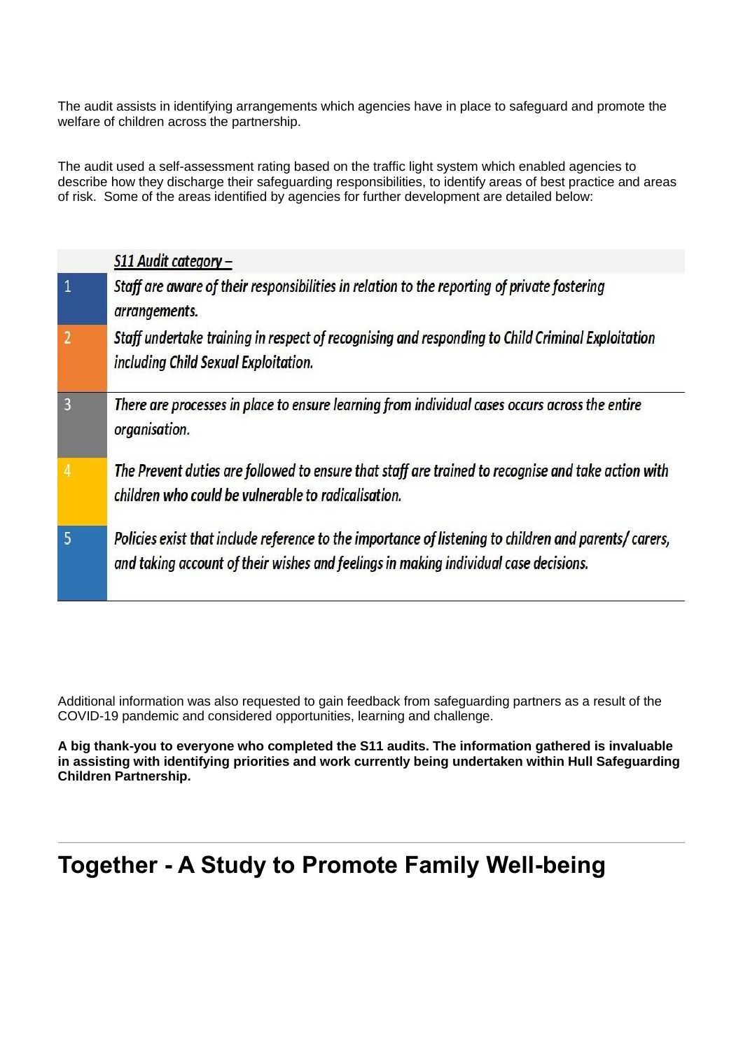The audit assists in identifying arrangements which agencies have in place to safeguard and promote the welfare of children across the partnership.

The audit used a self-assessment rating based on the traffic light system which enabled agencies to describe how they discharge their safeguarding responsibilities, to identify areas of best practice and areas of risk. Some of the areas identified by agencies for further development are detailed below:

| | ***S11 Audit category –*** |
|---|---|
| 1 | ***Staff are aware of their responsibilities in relation to the reporting of private fostering arrangements.*** |
| 2 | ***Staff undertake training in respect of recognising and responding to Child Criminal Exploitation including Child Sexual Exploitation.*** |
| 3 | ***There are processes in place to ensure learning from individual cases occurs across the entire organisation.*** |
| 4 | ***The Prevent duties are followed to ensure that staff are trained to recognise and take action with children who could be vulnerable to radicalisation.*** |
| 5 | ***Policies exist that include reference to the importance of listening to children and parents/ carers, and taking account of their wishes and feelings in making individual case decisions.*** |

Additional information was also requested to gain feedback from safeguarding partners as a result of the COVID-19 pandemic and considered opportunities, learning and challenge.

**A big thank-you to everyone who completed the S11 audits. The information gathered is invaluable in assisting with identifying priorities and work currently being undertaken within Hull Safeguarding Children Partnership.**

---

# Together - A Study to Promote Family Well-being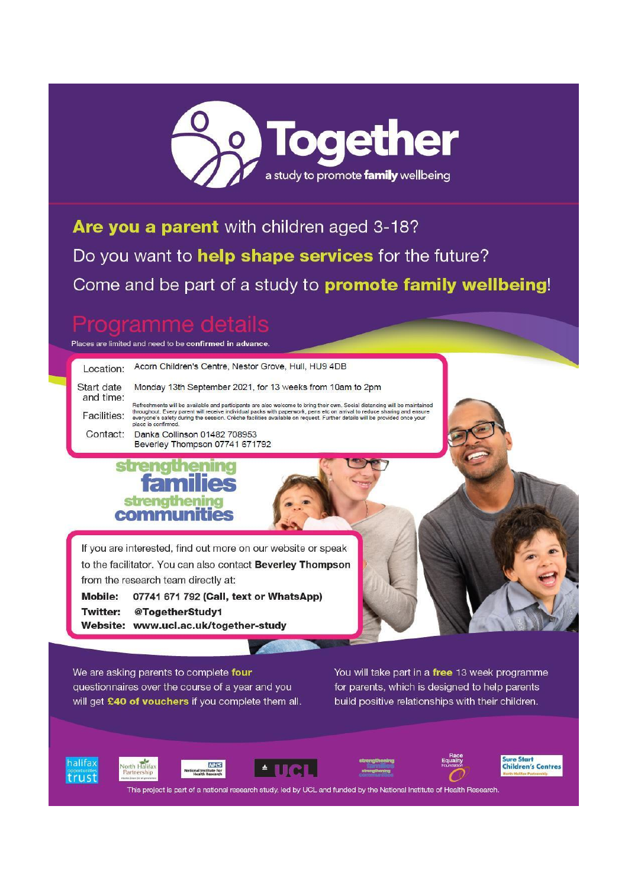# Together

a study to promote **family** wellbeing

**Are you a parent** with children aged 3-18?

Do you want to **help shape services** for the future?

Come and be part of a study to **promote family wellbeing**!

## Programme details

Places are limited and need to be **confirmed in advance**.

| | |
|---|---|
| Location: | Acorn Children's Centre, Nestor Grove, Hull, HU9 4DB |
| Start date and time: | Monday 13th September 2021, for 13 weeks from 10am to 2pm |
| Facilities: | Refreshments will be available and participants are also welcome to bring their own. Social distancing will be maintained throughout. Every parent will receive individual packs with paperwork, pens etc on arrival to reduce sharing and ensure everyone's safety during the session. Crèche facilities available on request. Further details will be provided once your place is confirmed. |
| Contact: | Danka Collinson 01482 708953<br>Beverley Thompson 07741 671792 |

strengthening families strengthening communities

If you are interested, find out more on our website or speak to the facilitator. You can also contact **Beverley Thompson** from the research team directly at:

**Mobile:** **07741 671 792 (Call, text or WhatsApp)**
**Twitter:** **@TogetherStudy1**
**Website:** **www.ucl.ac.uk/together-study**

We are asking parents to complete **four** questionnaires over the course of a year and you will get **£40 of vouchers** if you complete them all.

You will take part in a **free** 13 week programme for parents, which is designed to help parents build positive relationships with their children.

halifax opportunities trust | North Halifax Partnership | NHS National Institute for Health Research | UCL | strengthening families strengthening communities | Race Equality Foundation | Sure Start Children's Centres North Halifax Partnership

This project is part of a national research study, led by UCL and funded by the National Institute of Health Research.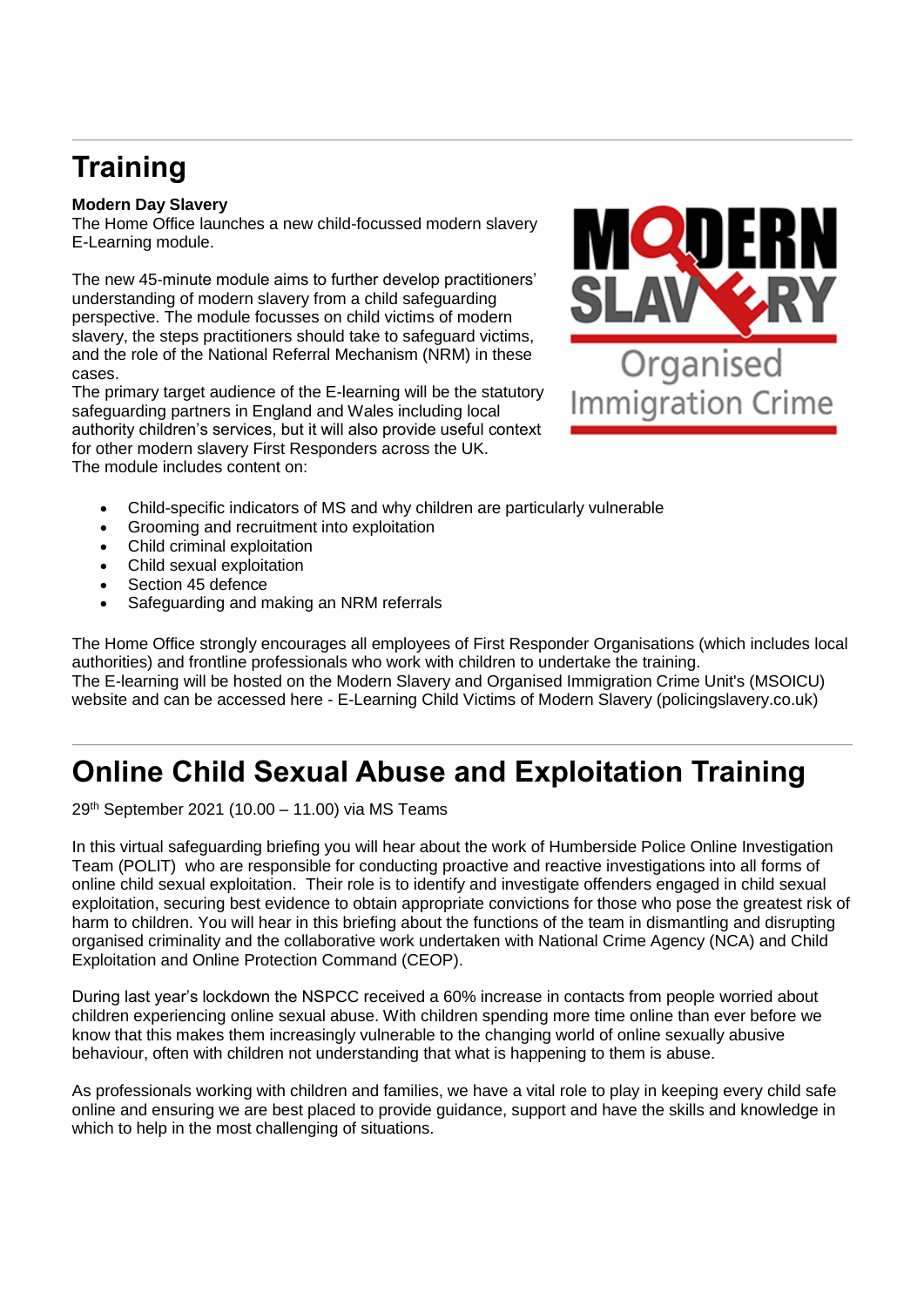# Training

**Modern Day Slavery**

The Home Office launches a new child-focussed modern slavery E-Learning module.

The new 45-minute module aims to further develop practitioners' understanding of modern slavery from a child safeguarding perspective. The module focusses on child victims of modern slavery, the steps practitioners should take to safeguard victims, and the role of the National Referral Mechanism (NRM) in these cases.

The primary target audience of the E-learning will be the statutory safeguarding partners in England and Wales including local authority children's services, but it will also provide useful context for other modern slavery First Responders across the UK.

The module includes content on:

- Child-specific indicators of MS and why children are particularly vulnerable
- Grooming and recruitment into exploitation
- Child criminal exploitation
- Child sexual exploitation
- Section 45 defence
- Safeguarding and making an NRM referrals

The Home Office strongly encourages all employees of First Responder Organisations (which includes local authorities) and frontline professionals who work with children to undertake the training.

The E-learning will be hosted on the Modern Slavery and Organised Immigration Crime Unit's (MSOICU) website and can be accessed here - E-Learning Child Victims of Modern Slavery (policingslavery.co.uk)

# Online Child Sexual Abuse and Exploitation Training

29th September 2021 (10.00 – 11.00) via MS Teams

In this virtual safeguarding briefing you will hear about the work of Humberside Police Online Investigation Team (POLIT) who are responsible for conducting proactive and reactive investigations into all forms of online child sexual exploitation. Their role is to identify and investigate offenders engaged in child sexual exploitation, securing best evidence to obtain appropriate convictions for those who pose the greatest risk of harm to children. You will hear in this briefing about the functions of the team in dismantling and disrupting organised criminality and the collaborative work undertaken with National Crime Agency (NCA) and Child Exploitation and Online Protection Command (CEOP).

During last year's lockdown the NSPCC received a 60% increase in contacts from people worried about children experiencing online sexual abuse. With children spending more time online than ever before we know that this makes them increasingly vulnerable to the changing world of online sexually abusive behaviour, often with children not understanding that what is happening to them is abuse.

As professionals working with children and families, we have a vital role to play in keeping every child safe online and ensuring we are best placed to provide guidance, support and have the skills and knowledge in which to help in the most challenging of situations.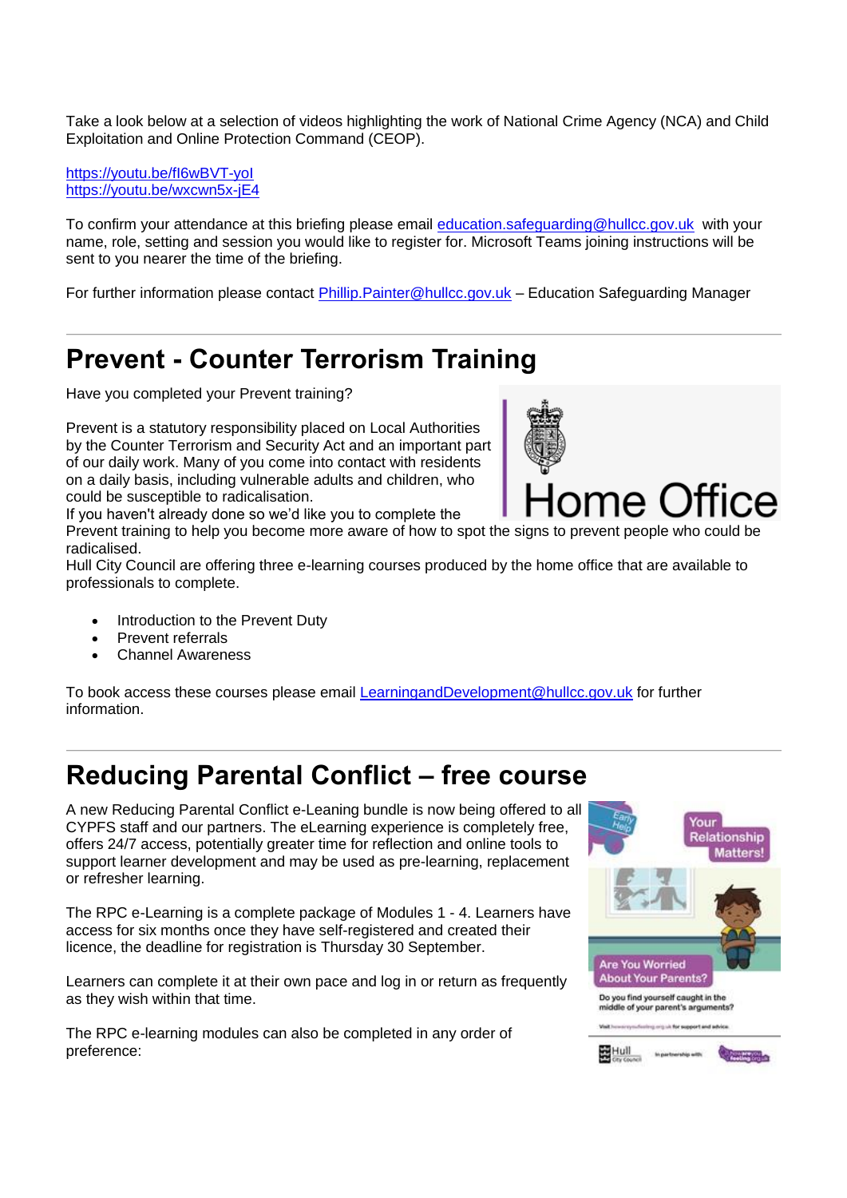Take a look below at a selection of videos highlighting the work of National Crime Agency (NCA) and Child Exploitation and Online Protection Command (CEOP).

https://youtu.be/fI6wBVT-yoI
https://youtu.be/wxcwn5x-jE4

To confirm your attendance at this briefing please email education.safeguarding@hullcc.gov.uk with your name, role, setting and session you would like to register for. Microsoft Teams joining instructions will be sent to you nearer the time of the briefing.

For further information please contact Phillip.Painter@hullcc.gov.uk – Education Safeguarding Manager

---

# Prevent - Counter Terrorism Training

Have you completed your Prevent training?

Prevent is a statutory responsibility placed on Local Authorities by the Counter Terrorism and Security Act and an important part of our daily work. Many of you come into contact with residents on a daily basis, including vulnerable adults and children, who could be susceptible to radicalisation.
If you haven't already done so we'd like you to complete the Prevent training to help you become more aware of how to spot the signs to prevent people who could be radicalised.
Hull City Council are offering three e-learning courses produced by the home office that are available to professionals to complete.

- Introduction to the Prevent Duty
- Prevent referrals
- Channel Awareness

To book access these courses please email LearningandDevelopment@hullcc.gov.uk for further information.

---

# Reducing Parental Conflict – free course

A new Reducing Parental Conflict e-Leaning bundle is now being offered to all CYPFS staff and our partners. The eLearning experience is completely free, offers 24/7 access, potentially greater time for reflection and online tools to support learner development and may be used as pre-learning, replacement or refresher learning.

The RPC e-Learning is a complete package of Modules 1 - 4. Learners have access for six months once they have self-registered and created their licence, the deadline for registration is Thursday 30 September.

Learners can complete it at their own pace and log in or return as frequently as they wish within that time.

The RPC e-learning modules can also be completed in any order of preference: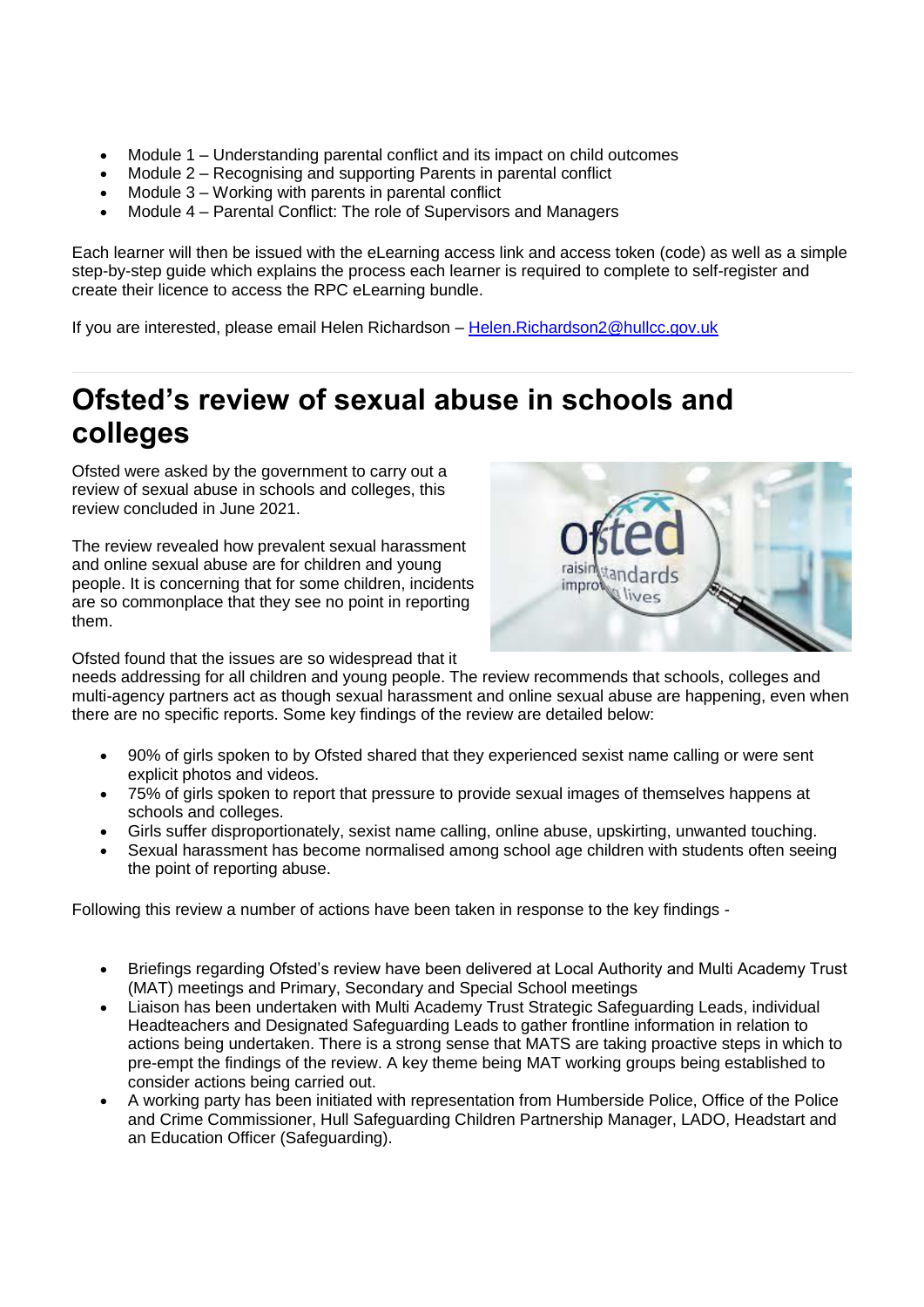- Module 1 – Understanding parental conflict and its impact on child outcomes
- Module 2 – Recognising and supporting Parents in parental conflict
- Module 3 – Working with parents in parental conflict
- Module 4 – Parental Conflict: The role of Supervisors and Managers

Each learner will then be issued with the eLearning access link and access token (code) as well as a simple step-by-step guide which explains the process each learner is required to complete to self-register and create their licence to access the RPC eLearning bundle.

If you are interested, please email Helen Richardson – [Helen.Richardson2@hullcc.gov.uk](mailto:Helen.Richardson2@hullcc.gov.uk)

# Ofsted's review of sexual abuse in schools and colleges

Ofsted were asked by the government to carry out a review of sexual abuse in schools and colleges, this review concluded in June 2021.

The review revealed how prevalent sexual harassment and online sexual abuse are for children and young people. It is concerning that for some children, incidents are so commonplace that they see no point in reporting them.

Ofsted found that the issues are so widespread that it needs addressing for all children and young people. The review recommends that schools, colleges and multi-agency partners act as though sexual harassment and online sexual abuse are happening, even when there are no specific reports. Some key findings of the review are detailed below:

- 90% of girls spoken to by Ofsted shared that they experienced sexist name calling or were sent explicit photos and videos.
- 75% of girls spoken to report that pressure to provide sexual images of themselves happens at schools and colleges.
- Girls suffer disproportionately, sexist name calling, online abuse, upskirting, unwanted touching.
- Sexual harassment has become normalised among school age children with students often seeing the point of reporting abuse.

Following this review a number of actions have been taken in response to the key findings -

- Briefings regarding Ofsted's review have been delivered at Local Authority and Multi Academy Trust (MAT) meetings and Primary, Secondary and Special School meetings
- Liaison has been undertaken with Multi Academy Trust Strategic Safeguarding Leads, individual Headteachers and Designated Safeguarding Leads to gather frontline information in relation to actions being undertaken. There is a strong sense that MATS are taking proactive steps in which to pre-empt the findings of the review. A key theme being MAT working groups being established to consider actions being carried out.
- A working party has been initiated with representation from Humberside Police, Office of the Police and Crime Commissioner, Hull Safeguarding Children Partnership Manager, LADO, Headstart and an Education Officer (Safeguarding).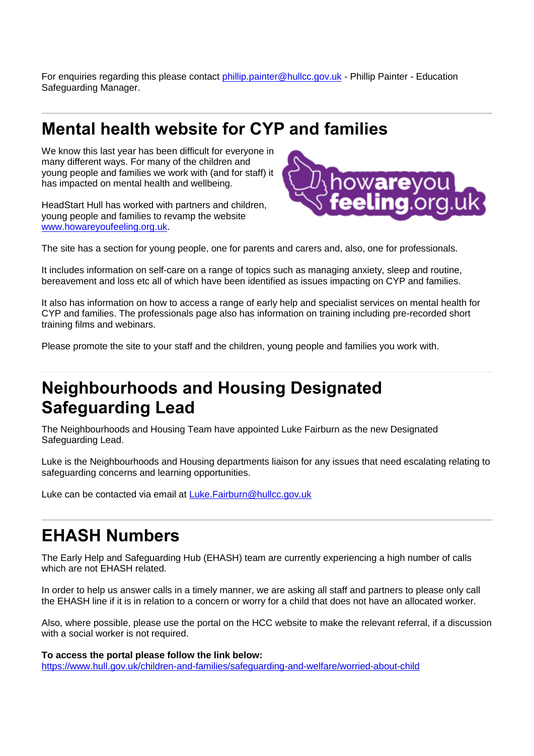For enquiries regarding this please contact phillip.painter@hullcc.gov.uk - Phillip Painter - Education Safeguarding Manager.

---

## Mental health website for CYP and families

We know this last year has been difficult for everyone in many different ways. For many of the children and young people and families we work with (and for staff) it has impacted on mental health and wellbeing.

HeadStart Hull has worked with partners and children, young people and families to revamp the website www.howareyoufeeling.org.uk.

The site has a section for young people, one for parents and carers and, also, one for professionals.

It includes information on self-care on a range of topics such as managing anxiety, sleep and routine, bereavement and loss etc all of which have been identified as issues impacting on CYP and families.

It also has information on how to access a range of early help and specialist services on mental health for CYP and families. The professionals page also has information on training including pre-recorded short training films and webinars.

Please promote the site to your staff and the children, young people and families you work with.

---

## Neighbourhoods and Housing Designated Safeguarding Lead

The Neighbourhoods and Housing Team have appointed Luke Fairburn as the new Designated Safeguarding Lead.

Luke is the Neighbourhoods and Housing departments liaison for any issues that need escalating relating to safeguarding concerns and learning opportunities.

Luke can be contacted via email at Luke.Fairburn@hullcc.gov.uk

---

## EHASH Numbers

The Early Help and Safeguarding Hub (EHASH) team are currently experiencing a high number of calls which are not EHASH related.

In order to help us answer calls in a timely manner, we are asking all staff and partners to please only call the EHASH line if it is in relation to a concern or worry for a child that does not have an allocated worker.

Also, where possible, please use the portal on the HCC website to make the relevant referral, if a discussion with a social worker is not required.

**To access the portal please follow the link below:**
https://www.hull.gov.uk/children-and-families/safeguarding-and-welfare/worried-about-child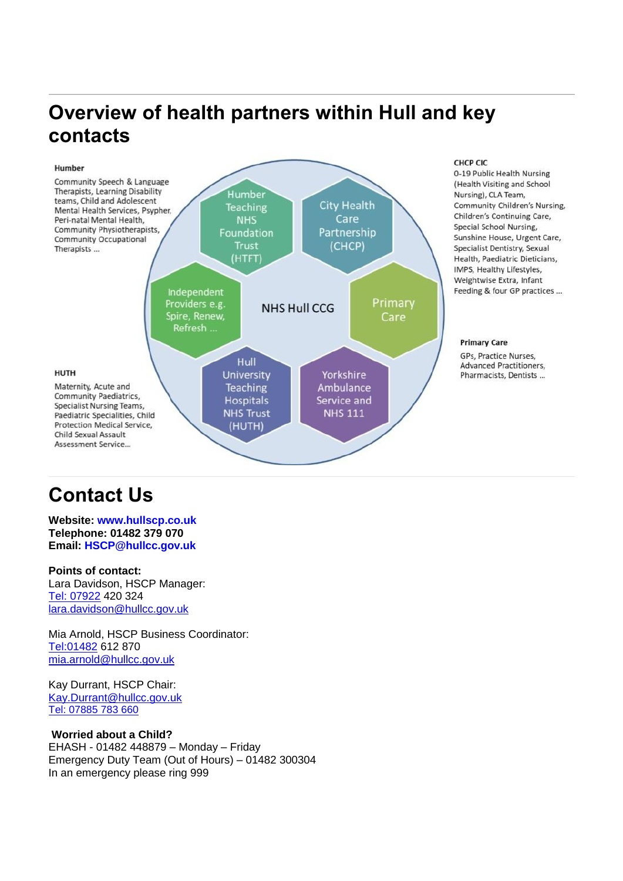## Overview of health partners within Hull and key contacts

**Humber**

Community Speech & Language Therapists, Learning Disability teams, Child and Adolescent Mental Health Services, Psypher, Peri-natal Mental Health, Community Physiotherapists, Community Occupational Therapists ...

Humber Teaching NHS Foundation Trust (HTFT)

City Health Care Partnership (CHCP)

Independent Providers e.g. Spire, Renew, Refresh ...

NHS Hull CCG

Primary Care

Hull University Teaching Hospitals NHS Trust (HUTH)

Yorkshire Ambulance Service and NHS 111

**CHCP CIC**

0-19 Public Health Nursing (Health Visiting and School Nursing), CLA Team, Community Children's Nursing, Children's Continuing Care, Special School Nursing, Sunshine House, Urgent Care, Specialist Dentistry, Sexual Health, Paediatric Dieticians, IMPS, Healthy Lifestyles, Weightwise Extra, Infant Feeding & four GP practices ...

**Primary Care**

GPs, Practice Nurses, Advanced Practitioners, Pharmacists, Dentists ...

**HUTH**

Maternity, Acute and Community Paediatrics, Specialist Nursing Teams, Paediatric Specialities, Child Protection Medical Service, Child Sexual Assault Assessment Service...

## Contact Us

**Website: www.hullscp.co.uk**
**Telephone: 01482 379 070**
**Email: HSCP@hullcc.gov.uk**

**Points of contact:**
Lara Davidson, HSCP Manager:
Tel: 07922 420 324
lara.davidson@hullcc.gov.uk

Mia Arnold, HSCP Business Coordinator:
Tel:01482 612 870
mia.arnold@hullcc.gov.uk

Kay Durrant, HSCP Chair:
Kay.Durrant@hullcc.gov.uk
Tel: 07885 783 660

**Worried about a Child?**
EHASH - 01482 448879 – Monday – Friday
Emergency Duty Team (Out of Hours) – 01482 300304
In an emergency please ring 999